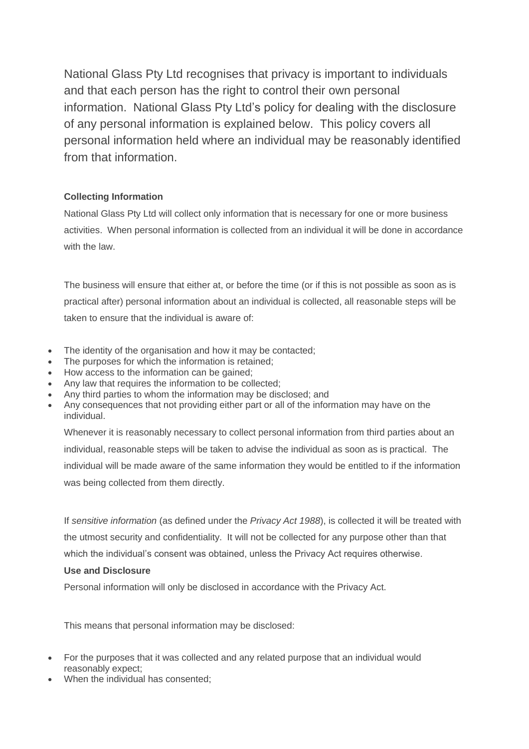National Glass Pty Ltd recognises that privacy is important to individuals and that each person has the right to control their own personal information. National Glass Pty Ltd's policy for dealing with the disclosure of any personal information is explained below. This policy covers all personal information held where an individual may be reasonably identified from that information.

**Collecting Information**

National Glass Pty Ltd will collect only information that is necessary for one or more business activities. When personal information is collected from an individual it will be done in accordance with the law.

The business will ensure that either at, or before the time (or if this is not possible as soon as is practical after) personal information about an individual is collected, all reasonable steps will be taken to ensure that the individual is aware of:

- The identity of the organisation and how it may be contacted;
- The purposes for which the information is retained;
- How access to the information can be gained;
- Any law that requires the information to be collected;
- Any third parties to whom the information may be disclosed; and
- Any consequences that not providing either part or all of the information may have on the individual.

Whenever it is reasonably necessary to collect personal information from third parties about an individual, reasonable steps will be taken to advise the individual as soon as is practical. The individual will be made aware of the same information they would be entitled to if the information was being collected from them directly.

If *sensitive information* (as defined under the *Privacy Act 1988*), is collected it will be treated with the utmost security and confidentiality. It will not be collected for any purpose other than that which the individual's consent was obtained, unless the Privacy Act requires otherwise.

**Use and Disclosure**

Personal information will only be disclosed in accordance with the Privacy Act.

This means that personal information may be disclosed:

- For the purposes that it was collected and any related purpose that an individual would reasonably expect;
- When the individual has consented;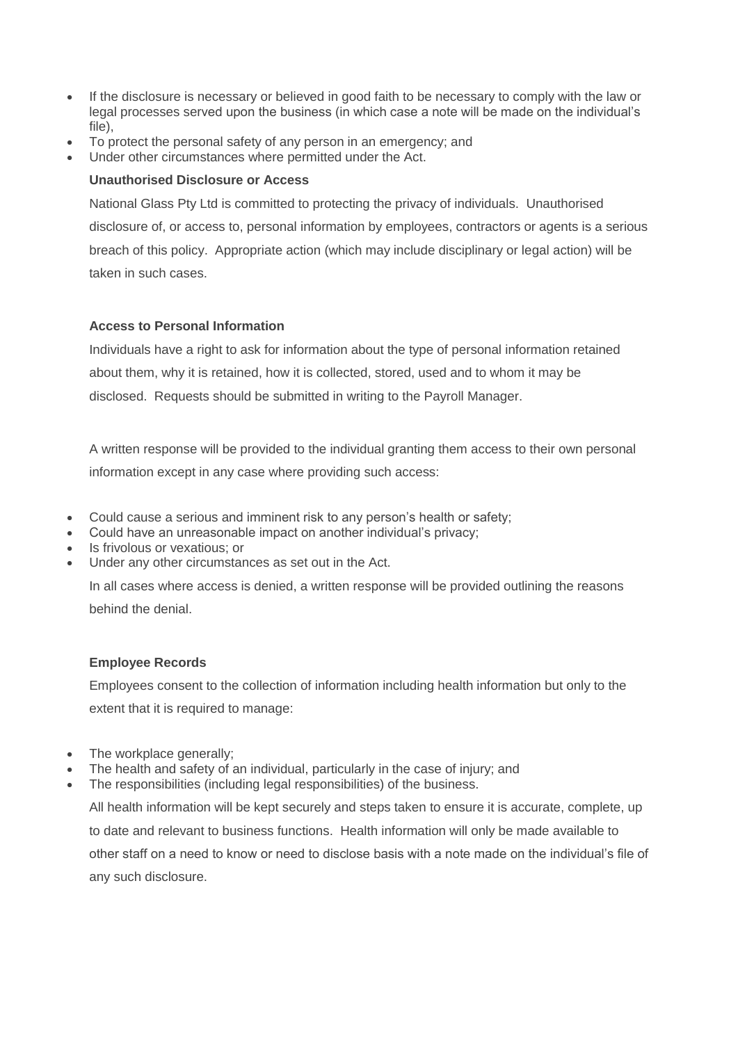- If the disclosure is necessary or believed in good faith to be necessary to comply with the law or legal processes served upon the business (in which case a note will be made on the individual's file),
- To protect the personal safety of any person in an emergency; and
- Under other circumstances where permitted under the Act.

**Unauthorised Disclosure or Access**

National Glass Pty Ltd is committed to protecting the privacy of individuals. Unauthorised disclosure of, or access to, personal information by employees, contractors or agents is a serious breach of this policy. Appropriate action (which may include disciplinary or legal action) will be taken in such cases.

**Access to Personal Information**

Individuals have a right to ask for information about the type of personal information retained about them, why it is retained, how it is collected, stored, used and to whom it may be disclosed. Requests should be submitted in writing to the Payroll Manager.

A written response will be provided to the individual granting them access to their own personal information except in any case where providing such access:

- Could cause a serious and imminent risk to any person's health or safety;
- Could have an unreasonable impact on another individual's privacy;
- Is frivolous or vexatious; or
- Under any other circumstances as set out in the Act.

In all cases where access is denied, a written response will be provided outlining the reasons behind the denial.

**Employee Records**

Employees consent to the collection of information including health information but only to the extent that it is required to manage:

- The workplace generally;
- The health and safety of an individual, particularly in the case of injury; and
- The responsibilities (including legal responsibilities) of the business.

All health information will be kept securely and steps taken to ensure it is accurate, complete, up to date and relevant to business functions. Health information will only be made available to other staff on a need to know or need to disclose basis with a note made on the individual's file of any such disclosure.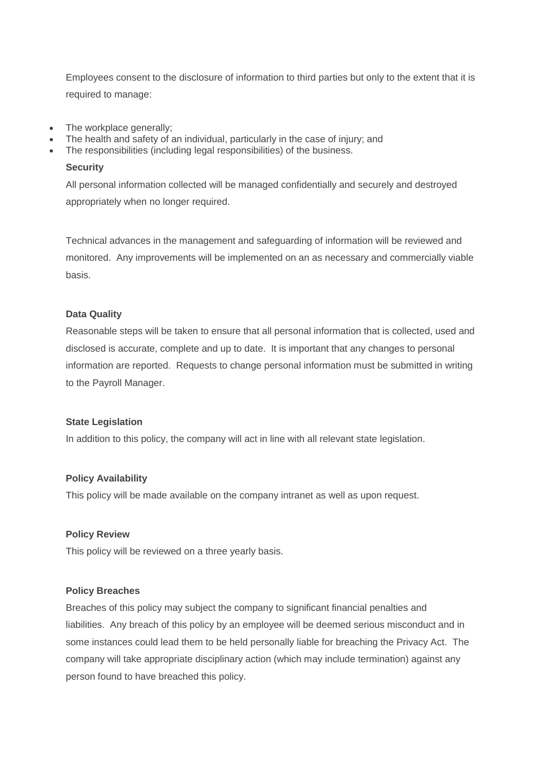Employees consent to the disclosure of information to third parties but only to the extent that it is required to manage:

- The workplace generally;
- The health and safety of an individual, particularly in the case of injury; and
- The responsibilities (including legal responsibilities) of the business.

**Security**

All personal information collected will be managed confidentially and securely and destroyed appropriately when no longer required.

Technical advances in the management and safeguarding of information will be reviewed and monitored. Any improvements will be implemented on an as necessary and commercially viable basis.

**Data Quality**

Reasonable steps will be taken to ensure that all personal information that is collected, used and disclosed is accurate, complete and up to date. It is important that any changes to personal information are reported. Requests to change personal information must be submitted in writing to the Payroll Manager.

**State Legislation**

In addition to this policy, the company will act in line with all relevant state legislation.

**Policy Availability**

This policy will be made available on the company intranet as well as upon request.

**Policy Review**

This policy will be reviewed on a three yearly basis.

**Policy Breaches**

Breaches of this policy may subject the company to significant financial penalties and liabilities. Any breach of this policy by an employee will be deemed serious misconduct and in some instances could lead them to be held personally liable for breaching the Privacy Act. The company will take appropriate disciplinary action (which may include termination) against any person found to have breached this policy.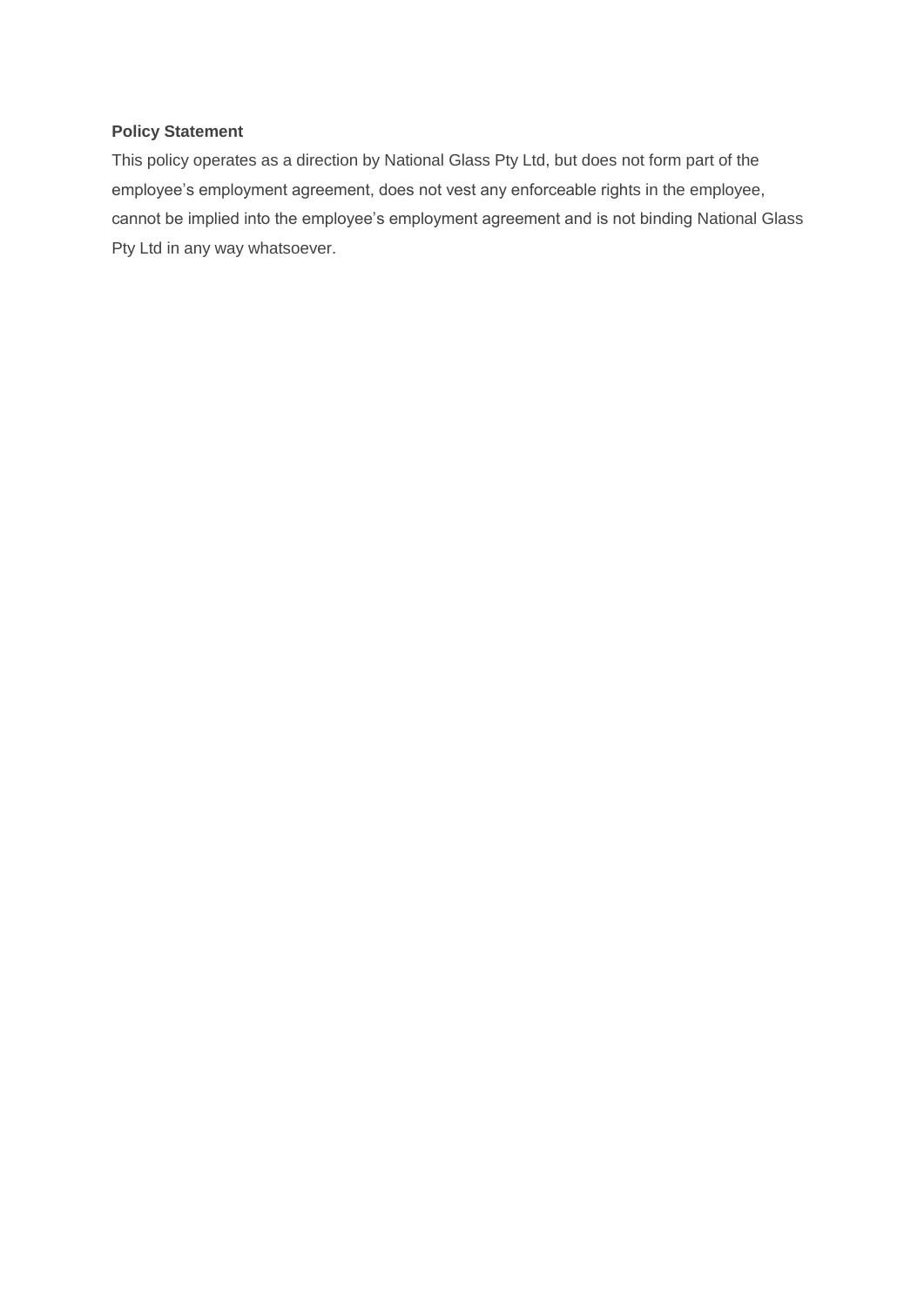**Policy Statement**

This policy operates as a direction by National Glass Pty Ltd, but does not form part of the employee's employment agreement, does not vest any enforceable rights in the employee, cannot be implied into the employee's employment agreement and is not binding National Glass Pty Ltd in any way whatsoever.